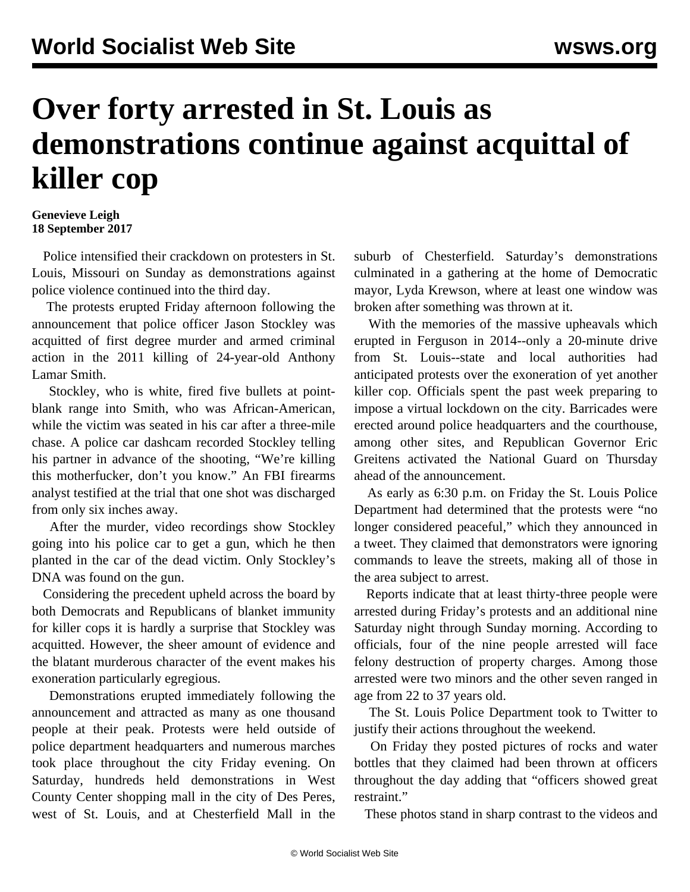# Over forty arrested in St. Louis as demonstrations continue against acquittal of killer cop

**Genevieve Leigh**
**18 September 2017**

Police intensified their crackdown on protesters in St. Louis, Missouri on Sunday as demonstrations against police violence continued into the third day.

The protests erupted Friday afternoon following the announcement that police officer Jason Stockley was acquitted of first degree murder and armed criminal action in the 2011 killing of 24-year-old Anthony Lamar Smith.

Stockley, who is white, fired five bullets at point-blank range into Smith, who was African-American, while the victim was seated in his car after a three-mile chase. A police car dashcam recorded Stockley telling his partner in advance of the shooting, "We're killing this motherfucker, don't you know." An FBI firearms analyst testified at the trial that one shot was discharged from only six inches away.

After the murder, video recordings show Stockley going into his police car to get a gun, which he then planted in the car of the dead victim. Only Stockley's DNA was found on the gun.

Considering the precedent upheld across the board by both Democrats and Republicans of blanket immunity for killer cops it is hardly a surprise that Stockley was acquitted. However, the sheer amount of evidence and the blatant murderous character of the event makes his exoneration particularly egregious.

Demonstrations erupted immediately following the announcement and attracted as many as one thousand people at their peak. Protests were held outside of police department headquarters and numerous marches took place throughout the city Friday evening. On Saturday, hundreds held demonstrations in West County Center shopping mall in the city of Des Peres, west of St. Louis, and at Chesterfield Mall in the suburb of Chesterfield. Saturday's demonstrations culminated in a gathering at the home of Democratic mayor, Lyda Krewson, where at least one window was broken after something was thrown at it.

With the memories of the massive upheavals which erupted in Ferguson in 2014--only a 20-minute drive from St. Louis--state and local authorities had anticipated protests over the exoneration of yet another killer cop. Officials spent the past week preparing to impose a virtual lockdown on the city. Barricades were erected around police headquarters and the courthouse, among other sites, and Republican Governor Eric Greitens activated the National Guard on Thursday ahead of the announcement.

As early as 6:30 p.m. on Friday the St. Louis Police Department had determined that the protests were "no longer considered peaceful," which they announced in a tweet. They claimed that demonstrators were ignoring commands to leave the streets, making all of those in the area subject to arrest.

Reports indicate that at least thirty-three people were arrested during Friday's protests and an additional nine Saturday night through Sunday morning. According to officials, four of the nine people arrested will face felony destruction of property charges. Among those arrested were two minors and the other seven ranged in age from 22 to 37 years old.

The St. Louis Police Department took to Twitter to justify their actions throughout the weekend.

On Friday they posted pictures of rocks and water bottles that they claimed had been thrown at officers throughout the day adding that "officers showed great restraint."

These photos stand in sharp contrast to the videos and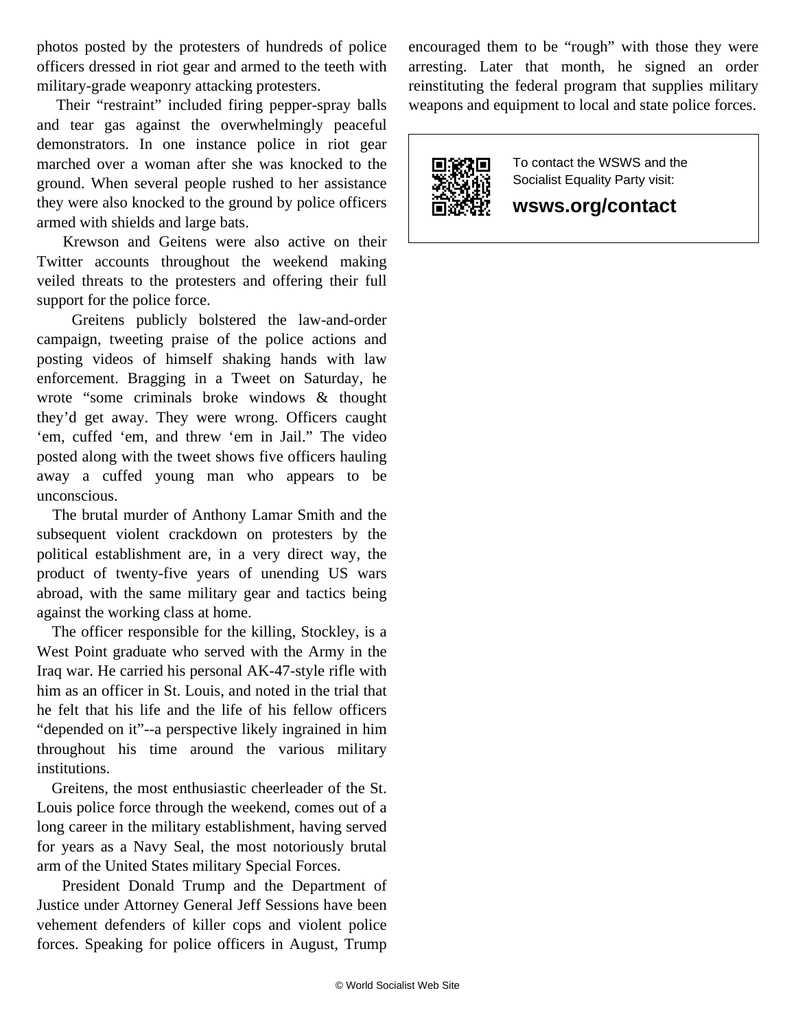photos posted by the protesters of hundreds of police officers dressed in riot gear and armed to the teeth with military-grade weaponry attacking protesters.

Their "restraint" included firing pepper-spray balls and tear gas against the overwhelmingly peaceful demonstrators. In one instance police in riot gear marched over a woman after she was knocked to the ground. When several people rushed to her assistance they were also knocked to the ground by police officers armed with shields and large bats.

Krewson and Geitens were also active on their Twitter accounts throughout the weekend making veiled threats to the protesters and offering their full support for the police force.

Greitens publicly bolstered the law-and-order campaign, tweeting praise of the police actions and posting videos of himself shaking hands with law enforcement. Bragging in a Tweet on Saturday, he wrote "some criminals broke windows & thought they'd get away. They were wrong. Officers caught 'em, cuffed 'em, and threw 'em in Jail." The video posted along with the tweet shows five officers hauling away a cuffed young man who appears to be unconscious.

The brutal murder of Anthony Lamar Smith and the subsequent violent crackdown on protesters by the political establishment are, in a very direct way, the product of twenty-five years of unending US wars abroad, with the same military gear and tactics being against the working class at home.

The officer responsible for the killing, Stockley, is a West Point graduate who served with the Army in the Iraq war. He carried his personal AK-47-style rifle with him as an officer in St. Louis, and noted in the trial that he felt that his life and the life of his fellow officers "depended on it"--a perspective likely ingrained in him throughout his time around the various military institutions.

Greitens, the most enthusiastic cheerleader of the St. Louis police force through the weekend, comes out of a long career in the military establishment, having served for years as a Navy Seal, the most notoriously brutal arm of the United States military Special Forces.

President Donald Trump and the Department of Justice under Attorney General Jeff Sessions have been vehement defenders of killer cops and violent police forces. Speaking for police officers in August, Trump encouraged them to be "rough" with those they were arresting. Later that month, he signed an order reinstituting the federal program that supplies military weapons and equipment to local and state police forces.

To contact the WSWS and the Socialist Equality Party visit:

**wsws.org/contact**